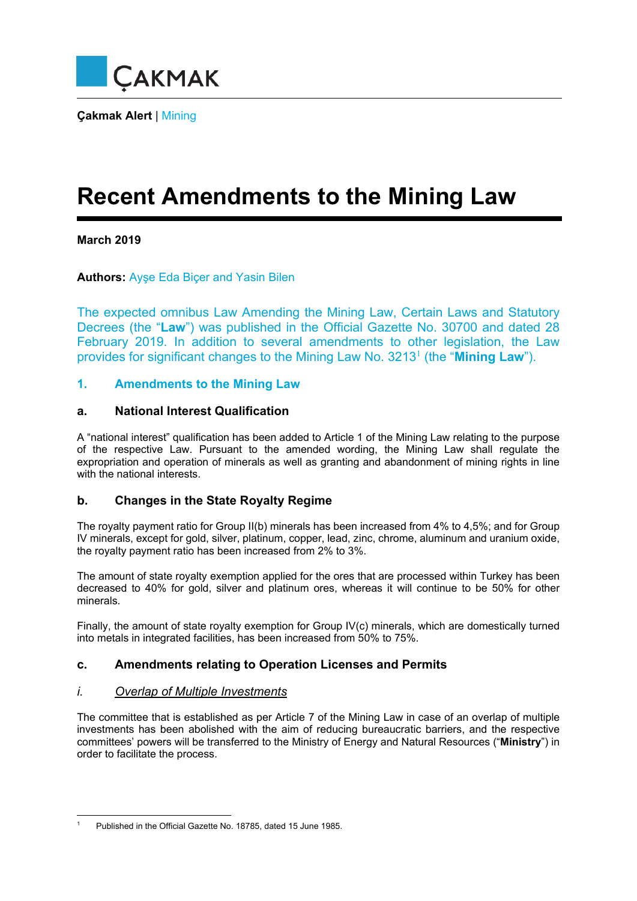ÇAKMAK

**Çakmak Alert** | Mining

# Recent Amendments to the Mining Law

**March 2019**

**Authors:** Ayşe Eda Biçer and Yasin Bilen

The expected omnibus Law Amending the Mining Law, Certain Laws and Statutory Decrees (the "**Law**") was published in the Official Gazette No. 30700 and dated 28 February 2019. In addition to several amendments to other legislation, the Law provides for significant changes to the Mining Law No. 3213[1] (the "**Mining Law**").

## 1. Amendments to the Mining Law

### a. National Interest Qualification

A "national interest" qualification has been added to Article 1 of the Mining Law relating to the purpose of the respective Law. Pursuant to the amended wording, the Mining Law shall regulate the expropriation and operation of minerals as well as granting and abandonment of mining rights in line with the national interests.

### b. Changes in the State Royalty Regime

The royalty payment ratio for Group II(b) minerals has been increased from 4% to 4,5%; and for Group IV minerals, except for gold, silver, platinum, copper, lead, zinc, chrome, aluminum and uranium oxide, the royalty payment ratio has been increased from 2% to 3%.

The amount of state royalty exemption applied for the ores that are processed within Turkey has been decreased to 40% for gold, silver and platinum ores, whereas it will continue to be 50% for other minerals.

Finally, the amount of state royalty exemption for Group IV(c) minerals, which are domestically turned into metals in integrated facilities, has been increased from 50% to 75%.

### c. Amendments relating to Operation Licenses and Permits

#### i. *Overlap of Multiple Investments*

The committee that is established as per Article 7 of the Mining Law in case of an overlap of multiple investments has been abolished with the aim of reducing bureaucratic barriers, and the respective committees' powers will be transferred to the Ministry of Energy and Natural Resources ("**Ministry**") in order to facilitate the process.

---

[1] Published in the Official Gazette No. 18785, dated 15 June 1985.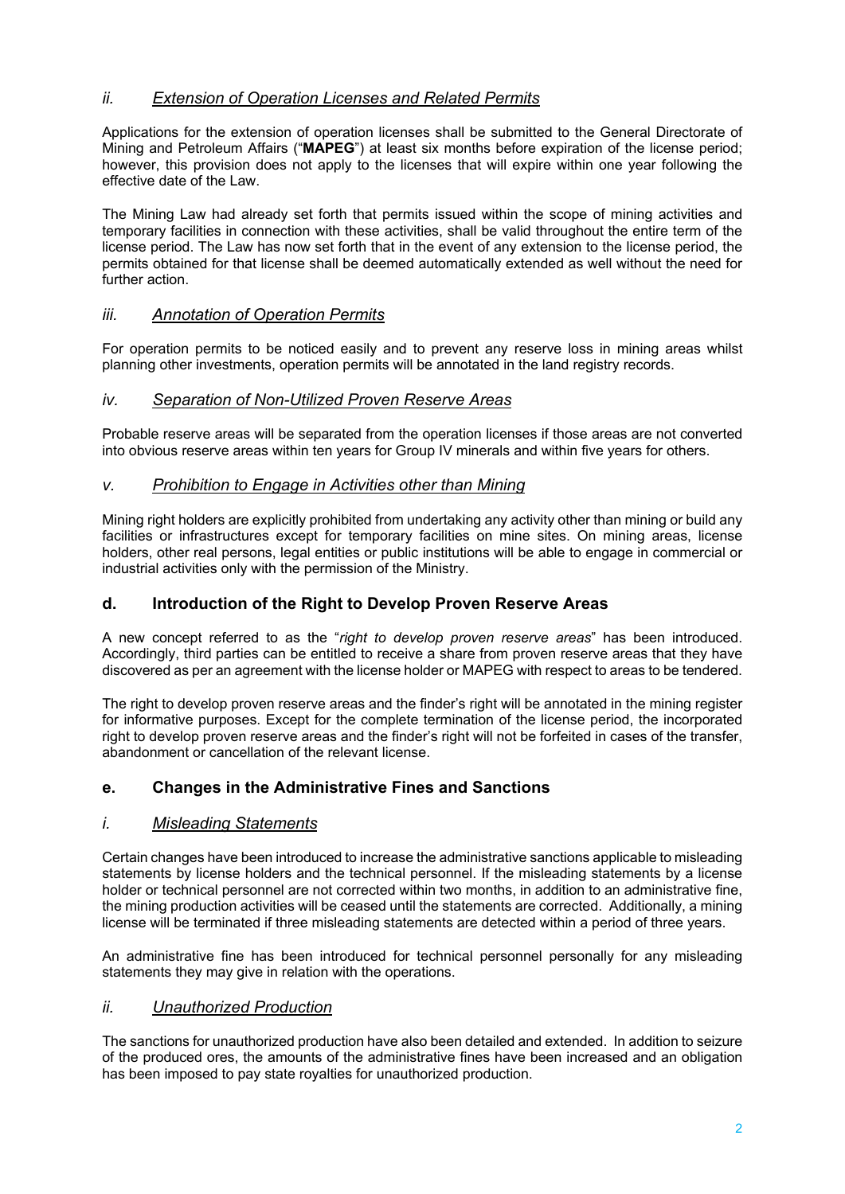### *ii. Extension of Operation Licenses and Related Permits*

Applications for the extension of operation licenses shall be submitted to the General Directorate of Mining and Petroleum Affairs ("**MAPEG**") at least six months before expiration of the license period; however, this provision does not apply to the licenses that will expire within one year following the effective date of the Law.

The Mining Law had already set forth that permits issued within the scope of mining activities and temporary facilities in connection with these activities, shall be valid throughout the entire term of the license period. The Law has now set forth that in the event of any extension to the license period, the permits obtained for that license shall be deemed automatically extended as well without the need for further action.

### *iii. Annotation of Operation Permits*

For operation permits to be noticed easily and to prevent any reserve loss in mining areas whilst planning other investments, operation permits will be annotated in the land registry records.

### *iv. Separation of Non-Utilized Proven Reserve Areas*

Probable reserve areas will be separated from the operation licenses if those areas are not converted into obvious reserve areas within ten years for Group IV minerals and within five years for others.

### *v. Prohibition to Engage in Activities other than Mining*

Mining right holders are explicitly prohibited from undertaking any activity other than mining or build any facilities or infrastructures except for temporary facilities on mine sites. On mining areas, license holders, other real persons, legal entities or public institutions will be able to engage in commercial or industrial activities only with the permission of the Ministry.

## d. Introduction of the Right to Develop Proven Reserve Areas

A new concept referred to as the "*right to develop proven reserve areas*" has been introduced. Accordingly, third parties can be entitled to receive a share from proven reserve areas that they have discovered as per an agreement with the license holder or MAPEG with respect to areas to be tendered.

The right to develop proven reserve areas and the finder's right will be annotated in the mining register for informative purposes. Except for the complete termination of the license period, the incorporated right to develop proven reserve areas and the finder's right will not be forfeited in cases of the transfer, abandonment or cancellation of the relevant license.

## e. Changes in the Administrative Fines and Sanctions

### *i. Misleading Statements*

Certain changes have been introduced to increase the administrative sanctions applicable to misleading statements by license holders and the technical personnel. If the misleading statements by a license holder or technical personnel are not corrected within two months, in addition to an administrative fine, the mining production activities will be ceased until the statements are corrected. Additionally, a mining license will be terminated if three misleading statements are detected within a period of three years.

An administrative fine has been introduced for technical personnel personally for any misleading statements they may give in relation with the operations.

### *ii. Unauthorized Production*

The sanctions for unauthorized production have also been detailed and extended. In addition to seizure of the produced ores, the amounts of the administrative fines have been increased and an obligation has been imposed to pay state royalties for unauthorized production.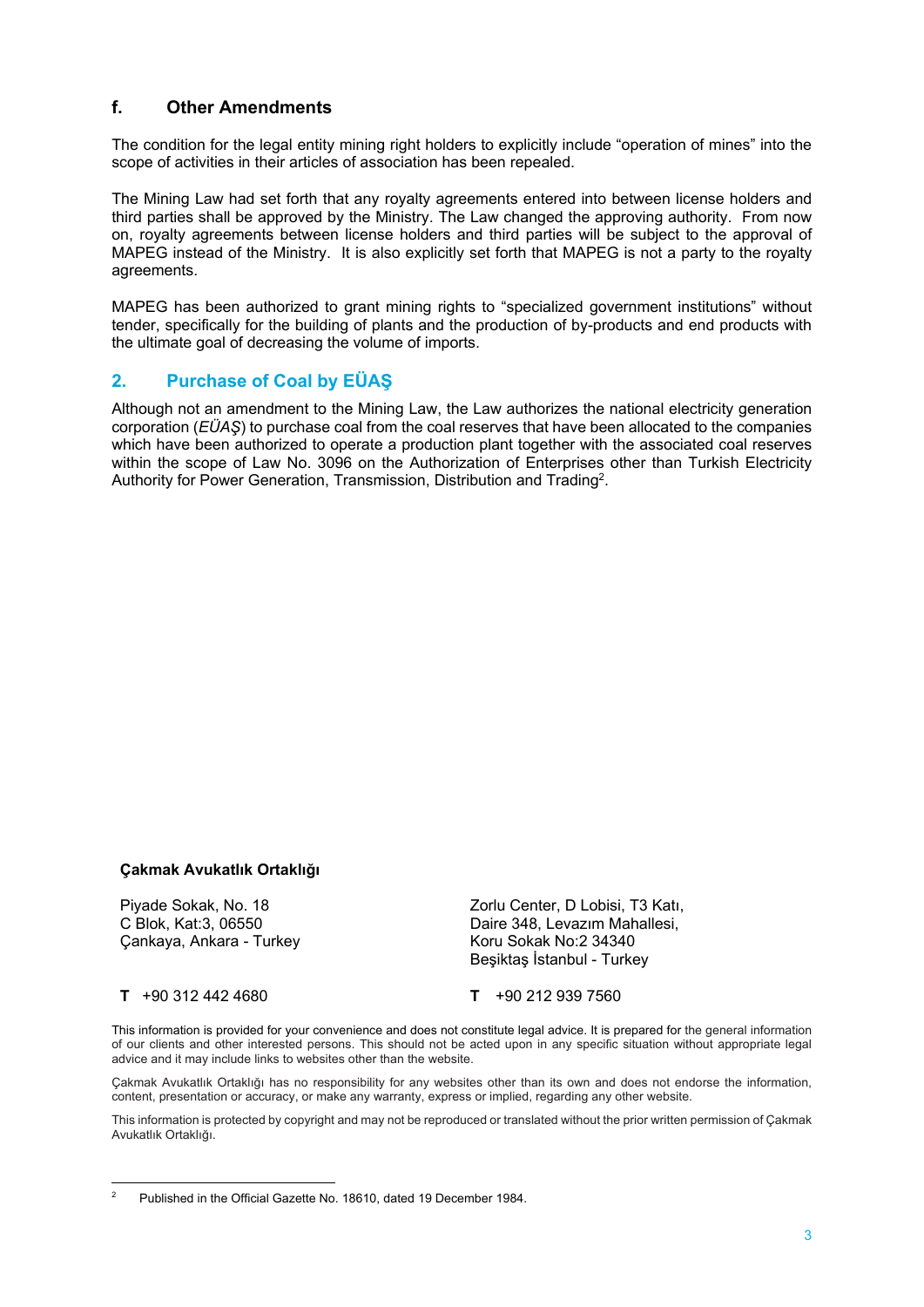### f. Other Amendments

The condition for the legal entity mining right holders to explicitly include "operation of mines" into the scope of activities in their articles of association has been repealed.

The Mining Law had set forth that any royalty agreements entered into between license holders and third parties shall be approved by the Ministry. The Law changed the approving authority. From now on, royalty agreements between license holders and third parties will be subject to the approval of MAPEG instead of the Ministry. It is also explicitly set forth that MAPEG is not a party to the royalty agreements.

MAPEG has been authorized to grant mining rights to "specialized government institutions" without tender, specifically for the building of plants and the production of by-products and end products with the ultimate goal of decreasing the volume of imports.

## 2. Purchase of Coal by EÜAŞ

Although not an amendment to the Mining Law, the Law authorizes the national electricity generation corporation (*EÜAŞ*) to purchase coal from the coal reserves that have been allocated to the companies which have been authorized to operate a production plant together with the associated coal reserves within the scope of Law No. 3096 on the Authorization of Enterprises other than Turkish Electricity Authority for Power Generation, Transmission, Distribution and Trading[2].

**Çakmak Avukatlık Ortaklığı**

Piyade Sokak, No. 18
C Blok, Kat:3, 06550
Çankaya, Ankara - Turkey

**T** +90 312 442 4680

Zorlu Center, D Lobisi, T3 Katı,
Daire 348, Levazım Mahallesi,
Koru Sokak No:2 34340
Beşiktaş İstanbul - Turkey

**T** +90 212 939 7560

This information is provided for your convenience and does not constitute legal advice. It is prepared for the general information of our clients and other interested persons. This should not be acted upon in any specific situation without appropriate legal advice and it may include links to websites other than the website.

Çakmak Avukatlık Ortaklığı has no responsibility for any websites other than its own and does not endorse the information, content, presentation or accuracy, or make any warranty, express or implied, regarding any other website.

This information is protected by copyright and may not be reproduced or translated without the prior written permission of Çakmak Avukatlık Ortaklığı.

[2] Published in the Official Gazette No. 18610, dated 19 December 1984.